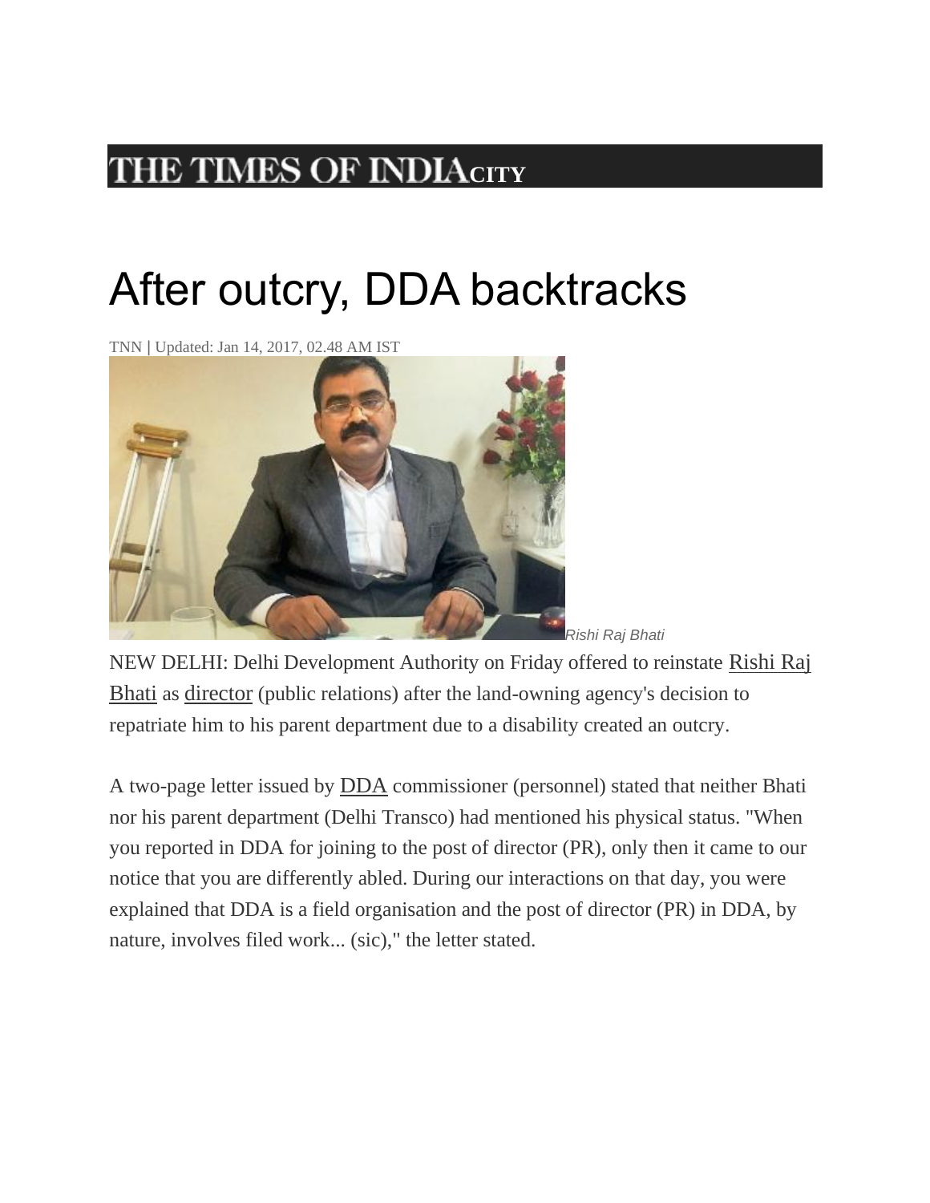THE TIMES OF INDIA CITY

# After outcry, DDA backtracks

TNN | Updated: Jan 14, 2017, 02.48 AM IST

*Rishi Raj Bhati*

NEW DELHI: Delhi Development Authority on Friday offered to reinstate Rishi Raj Bhati as director (public relations) after the land-owning agency's decision to repatriate him to his parent department due to a disability created an outcry.

A two-page letter issued by DDA commissioner (personnel) stated that neither Bhati nor his parent department (Delhi Transco) had mentioned his physical status. "When you reported in DDA for joining to the post of director (PR), only then it came to our notice that you are differently abled. During our interactions on that day, you were explained that DDA is a field organisation and the post of director (PR) in DDA, by nature, involves filed work... (sic)," the letter stated.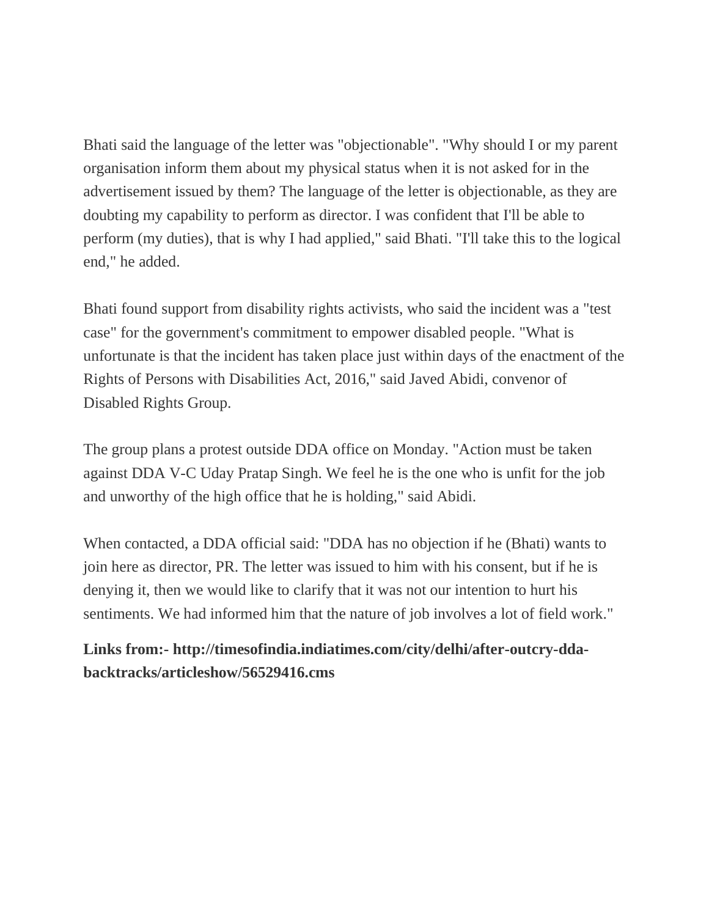Bhati said the language of the letter was "objectionable". "Why should I or my parent organisation inform them about my physical status when it is not asked for in the advertisement issued by them? The language of the letter is objectionable, as they are doubting my capability to perform as director. I was confident that I'll be able to perform (my duties), that is why I had applied," said Bhati. "I'll take this to the logical end," he added.

Bhati found support from disability rights activists, who said the incident was a "test case" for the government's commitment to empower disabled people. "What is unfortunate is that the incident has taken place just within days of the enactment of the Rights of Persons with Disabilities Act, 2016," said Javed Abidi, convenor of Disabled Rights Group.

The group plans a protest outside DDA office on Monday. "Action must be taken against DDA V-C Uday Pratap Singh. We feel he is the one who is unfit for the job and unworthy of the high office that he is holding," said Abidi.

When contacted, a DDA official said: "DDA has no objection if he (Bhati) wants to join here as director, PR. The letter was issued to him with his consent, but if he is denying it, then we would like to clarify that it was not our intention to hurt his sentiments. We had informed him that the nature of job involves a lot of field work."

**Links from:- http://timesofindia.indiatimes.com/city/delhi/after-outcry-dda-backtracks/articleshow/56529416.cms**